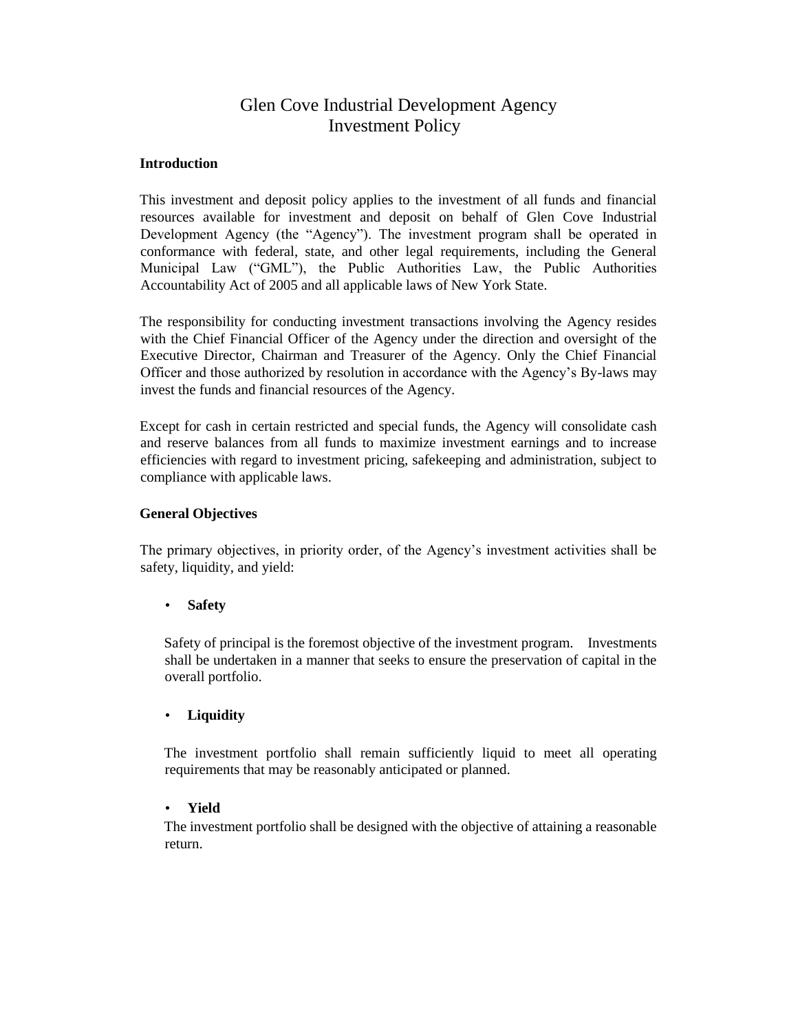# Glen Cove Industrial Development Agency
# Investment Policy

**Introduction**

This investment and deposit policy applies to the investment of all funds and financial resources available for investment and deposit on behalf of Glen Cove Industrial Development Agency (the "Agency"). The investment program shall be operated in conformance with federal, state, and other legal requirements, including the General Municipal Law ("GML"), the Public Authorities Law, the Public Authorities Accountability Act of 2005 and all applicable laws of New York State.

The responsibility for conducting investment transactions involving the Agency resides with the Chief Financial Officer of the Agency under the direction and oversight of the Executive Director, Chairman and Treasurer of the Agency. Only the Chief Financial Officer and those authorized by resolution in accordance with the Agency's By-laws may invest the funds and financial resources of the Agency.

Except for cash in certain restricted and special funds, the Agency will consolidate cash and reserve balances from all funds to maximize investment earnings and to increase efficiencies with regard to investment pricing, safekeeping and administration, subject to compliance with applicable laws.

**General Objectives**

The primary objectives, in priority order, of the Agency's investment activities shall be safety, liquidity, and yield:

- **Safety**

  Safety of principal is the foremost objective of the investment program. Investments shall be undertaken in a manner that seeks to ensure the preservation of capital in the overall portfolio.

- **Liquidity**

  The investment portfolio shall remain sufficiently liquid to meet all operating requirements that may be reasonably anticipated or planned.

- **Yield**

  The investment portfolio shall be designed with the objective of attaining a reasonable return.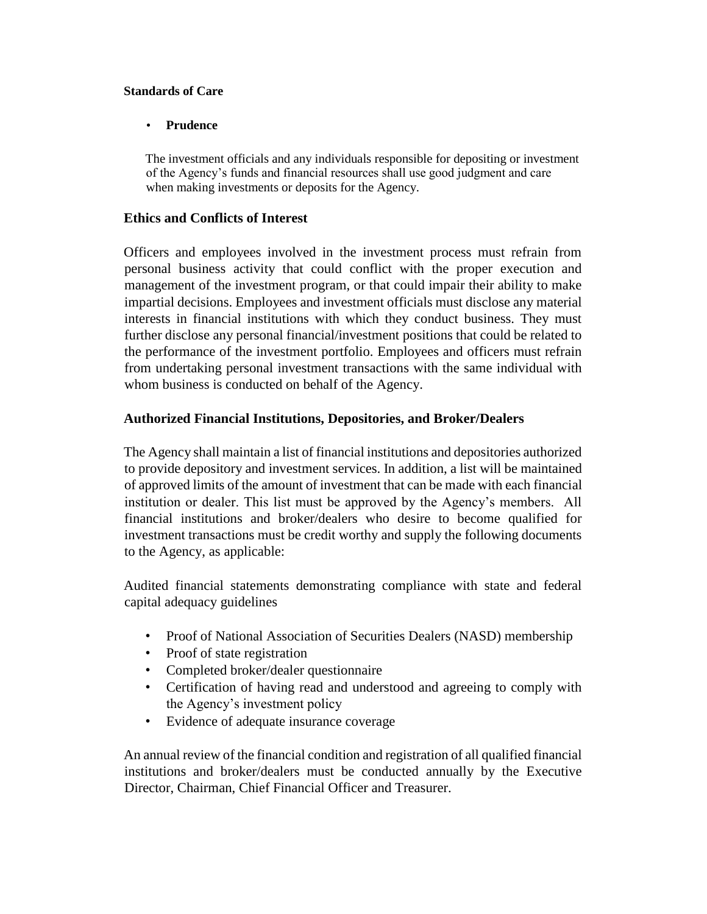**Standards of Care**

- **Prudence**

The investment officials and any individuals responsible for depositing or investment of the Agency's funds and financial resources shall use good judgment and care when making investments or deposits for the Agency.

## Ethics and Conflicts of Interest

Officers and employees involved in the investment process must refrain from personal business activity that could conflict with the proper execution and management of the investment program, or that could impair their ability to make impartial decisions. Employees and investment officials must disclose any material interests in financial institutions with which they conduct business. They must further disclose any personal financial/investment positions that could be related to the performance of the investment portfolio. Employees and officers must refrain from undertaking personal investment transactions with the same individual with whom business is conducted on behalf of the Agency.

## Authorized Financial Institutions, Depositories, and Broker/Dealers

The Agency shall maintain a list of financial institutions and depositories authorized to provide depository and investment services. In addition, a list will be maintained of approved limits of the amount of investment that can be made with each financial institution or dealer. This list must be approved by the Agency's members. All financial institutions and broker/dealers who desire to become qualified for investment transactions must be credit worthy and supply the following documents to the Agency, as applicable:

Audited financial statements demonstrating compliance with state and federal capital adequacy guidelines

- Proof of National Association of Securities Dealers (NASD) membership
- Proof of state registration
- Completed broker/dealer questionnaire
- Certification of having read and understood and agreeing to comply with the Agency's investment policy
- Evidence of adequate insurance coverage

An annual review of the financial condition and registration of all qualified financial institutions and broker/dealers must be conducted annually by the Executive Director, Chairman, Chief Financial Officer and Treasurer.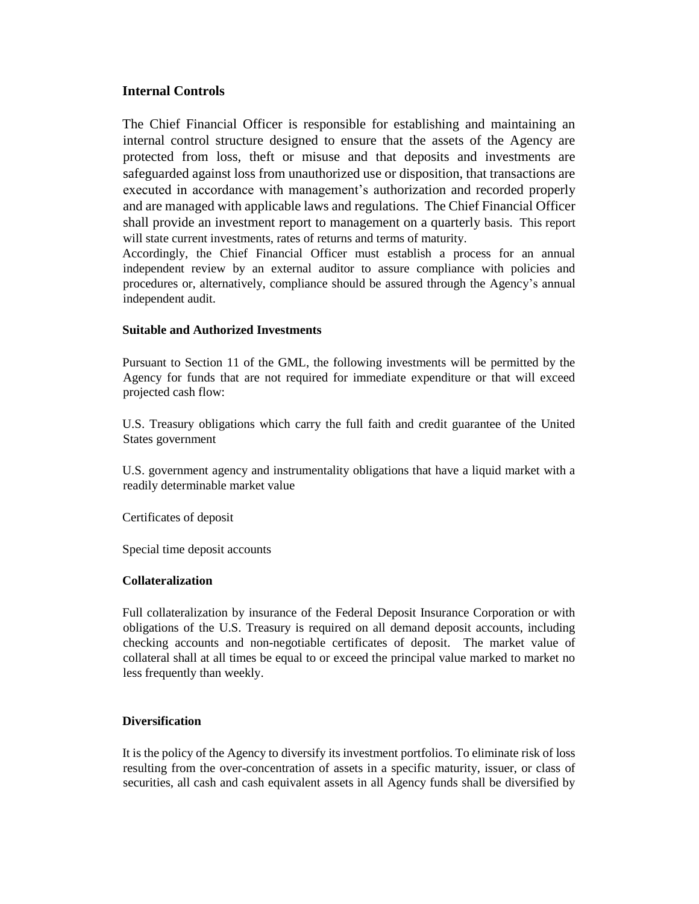## Internal Controls

The Chief Financial Officer is responsible for establishing and maintaining an internal control structure designed to ensure that the assets of the Agency are protected from loss, theft or misuse and that deposits and investments are safeguarded against loss from unauthorized use or disposition, that transactions are executed in accordance with management's authorization and recorded properly and are managed with applicable laws and regulations. The Chief Financial Officer shall provide an investment report to management on a quarterly basis. This report will state current investments, rates of returns and terms of maturity.
Accordingly, the Chief Financial Officer must establish a process for an annual independent review by an external auditor to assure compliance with policies and procedures or, alternatively, compliance should be assured through the Agency's annual independent audit.

### Suitable and Authorized Investments

Pursuant to Section 11 of the GML, the following investments will be permitted by the Agency for funds that are not required for immediate expenditure or that will exceed projected cash flow:

U.S. Treasury obligations which carry the full faith and credit guarantee of the United States government

U.S. government agency and instrumentality obligations that have a liquid market with a readily determinable market value

Certificates of deposit

Special time deposit accounts

### Collateralization

Full collateralization by insurance of the Federal Deposit Insurance Corporation or with obligations of the U.S. Treasury is required on all demand deposit accounts, including checking accounts and non-negotiable certificates of deposit. The market value of collateral shall at all times be equal to or exceed the principal value marked to market no less frequently than weekly.

### Diversification

It is the policy of the Agency to diversify its investment portfolios. To eliminate risk of loss resulting from the over-concentration of assets in a specific maturity, issuer, or class of securities, all cash and cash equivalent assets in all Agency funds shall be diversified by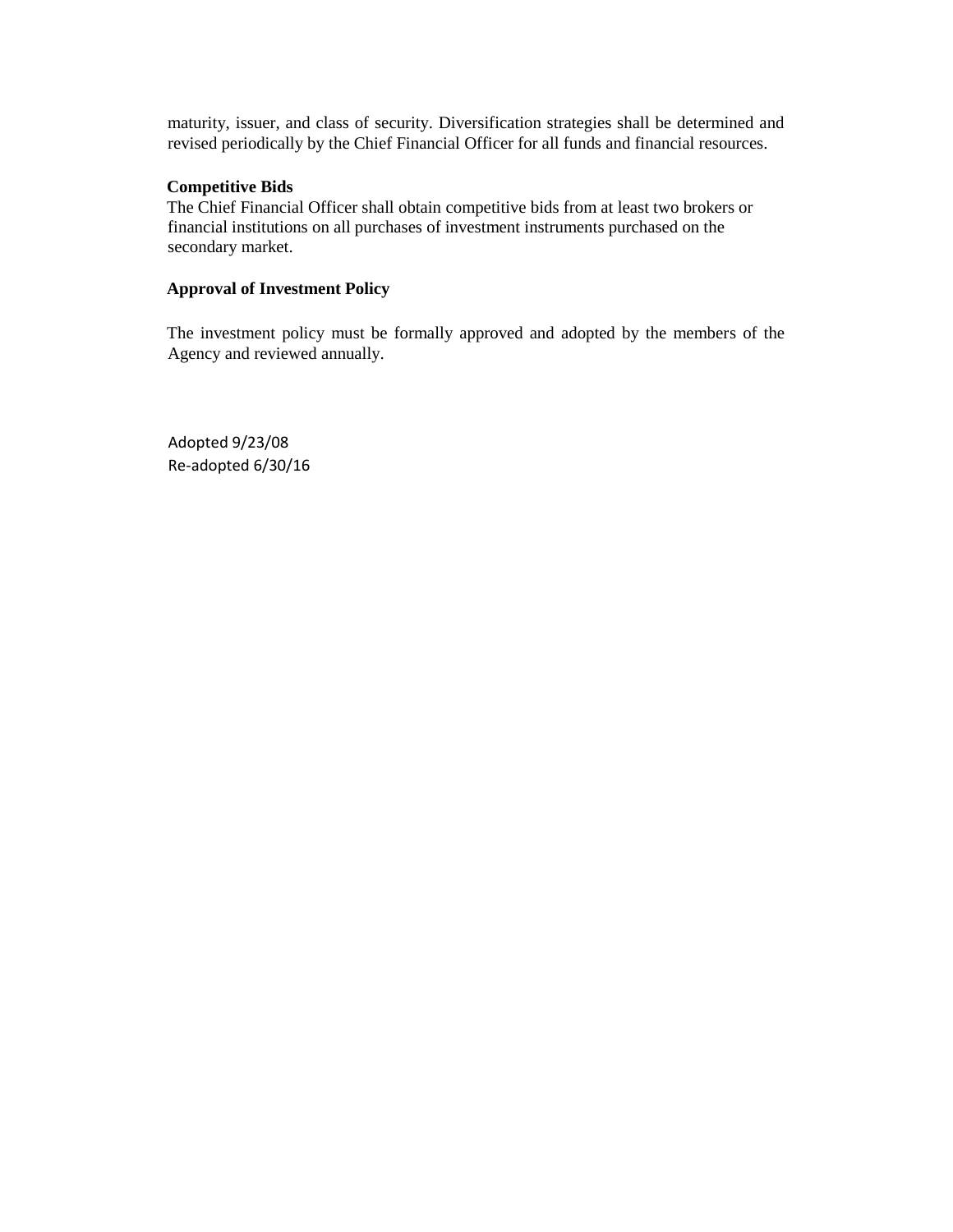maturity, issuer, and class of security. Diversification strategies shall be determined and revised periodically by the Chief Financial Officer for all funds and financial resources.

**Competitive Bids**

The Chief Financial Officer shall obtain competitive bids from at least two brokers or financial institutions on all purchases of investment instruments purchased on the secondary market.

**Approval of Investment Policy**

The investment policy must be formally approved and adopted by the members of the Agency and reviewed annually.

Adopted 9/23/08
Re-adopted 6/30/16